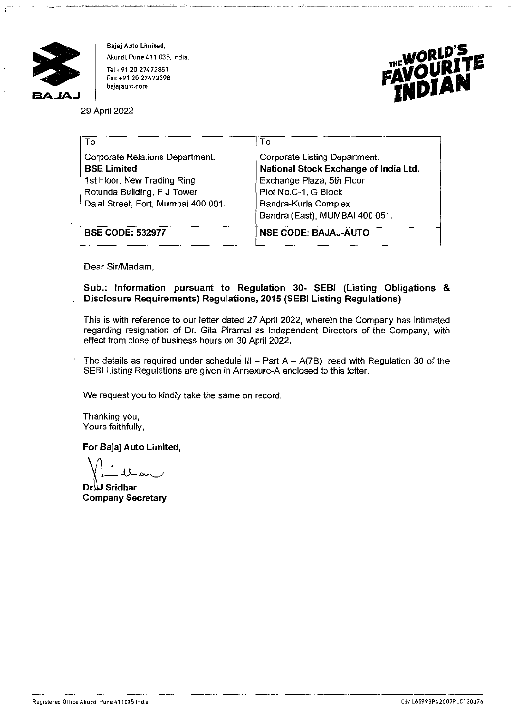**Bajaj Auto Limited,**
Akurdi, Pune 411 035, India.
Tel +91 20 27472851
Fax +91 20 27473398
bajajauto.com

29 April 2022

| To | To |
|---|---|
| Corporate Relations Department.<br>**BSE Limited**<br>1st Floor, New Trading Ring<br>Rotunda Building, P J Tower<br>Dalal Street, Fort, Mumbai 400 001. | Corporate Listing Department.<br>**National Stock Exchange of India Ltd.**<br>Exchange Plaza, 5th Floor<br>Plot No.C-1, G Block<br>Bandra-Kurla Complex<br>Bandra (East), MUMBAI 400 051. |
| **BSE CODE: 532977** | **NSE CODE: BAJAJ-AUTO** |

Dear Sir/Madam,

**Sub.: Information pursuant to Regulation 30- SEBI (Listing Obligations & Disclosure Requirements) Regulations, 2015 (SEBI Listing Regulations)**

This is with reference to our letter dated 27 April 2022, wherein the Company has intimated regarding resignation of Dr. Gita Piramal as Independent Directors of the Company, with effect from close of business hours on 30 April 2022.

The details as required under schedule III – Part A – A(7B) read with Regulation 30 of the SEBI Listing Regulations are given in Annexure-A enclosed to this letter.

We request you to kindly take the same on record.

Thanking you,
Yours faithfully,

**For Bajaj Auto Limited,**

**Dr J Sridhar**
**Company Secretary**

Registered Office Akurdi Pune 411035 India

CIN L65993PN2007PLC130076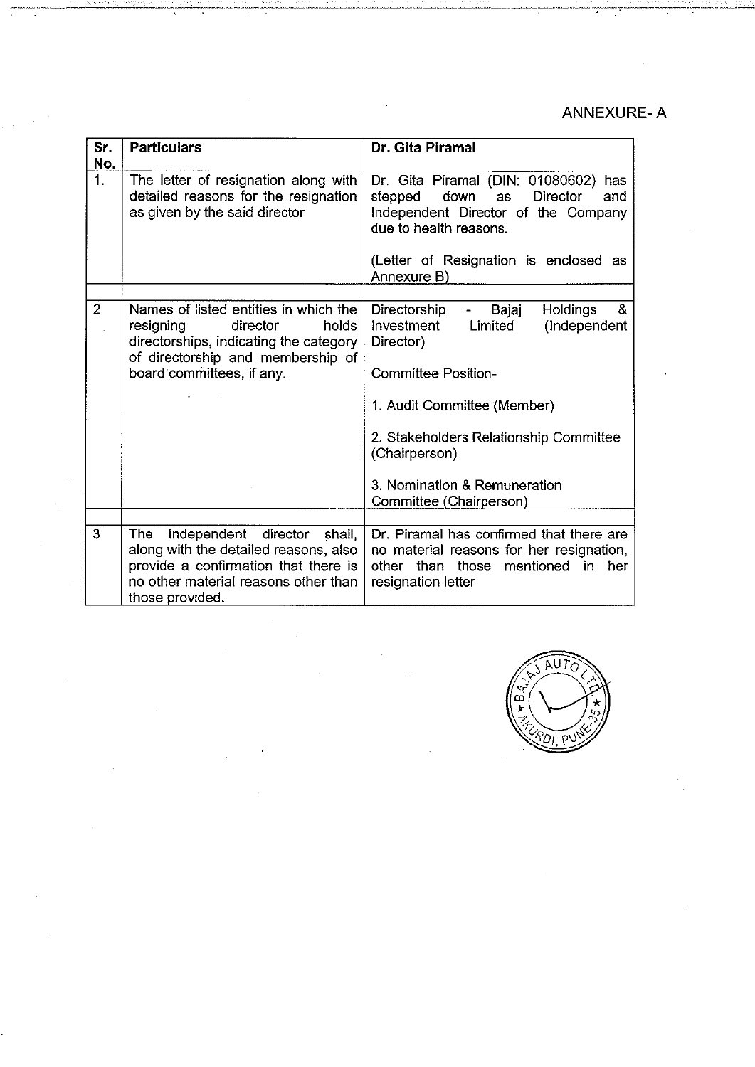ANNEXURE- A

| Sr. No. | Particulars | Dr. Gita Piramal |
|---|---|---|
| 1. | The letter of resignation along with detailed reasons for the resignation as given by the said director | Dr. Gita Piramal (DIN: 01080602) has stepped down as Director and Independent Director of the Company due to health reasons.<br><br>(Letter of Resignation is enclosed as Annexure B) |
| 2 | Names of listed entities in which the resigning director holds directorships, indicating the category of directorship and membership of board committees, if any. | Directorship - Bajaj Holdings & Investment Limited (Independent Director)<br><br>Committee Position-<br><br>1. Audit Committee (Member)<br><br>2. Stakeholders Relationship Committee (Chairperson)<br><br>3. Nomination & Remuneration Committee (Chairperson) |
| 3 | The independent director shall, along with the detailed reasons, also provide a confirmation that there is no other material reasons other than those provided. | Dr. Piramal has confirmed that there are no material reasons for her resignation, other than those mentioned in her resignation letter |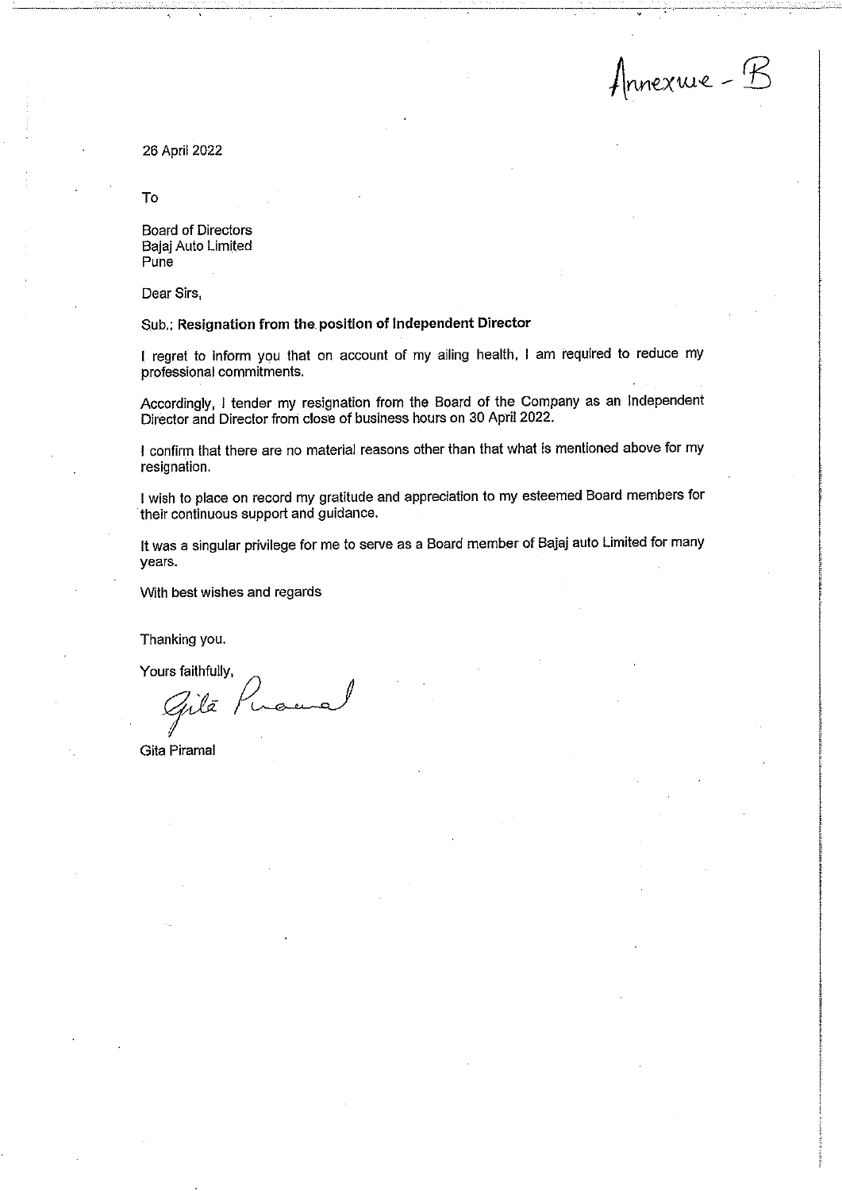Annexure - B

26 April 2022

To

Board of Directors
Bajaj Auto Limited
Pune

Dear Sirs,

Sub.: **Resignation from the position of Independent Director**

I regret to inform you that on account of my ailing health, I am required to reduce my professional commitments.

Accordingly, I tender my resignation from the Board of the Company as an Independent Director and Director from close of business hours on 30 April 2022.

I confirm that there are no material reasons other than that what is mentioned above for my resignation.

I wish to place on record my gratitude and appreciation to my esteemed Board members for their continuous support and guidance.

It was a singular privilege for me to serve as a Board member of Bajaj auto Limited for many years.

With best wishes and regards

Thanking you.

Yours faithfully,

Gita Piramal

Gita Piramal